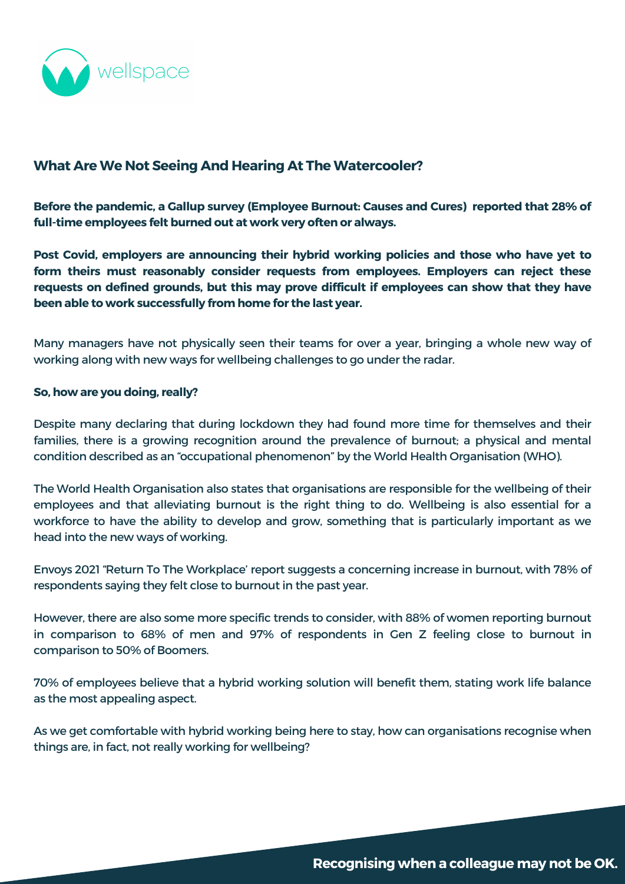wellspace

## What Are We Not Seeing And Hearing At The Watercooler?

**Before the pandemic, a Gallup survey (Employee Burnout: Causes and Cures) reported that 28% of full-time employees felt burned out at work very often or always.**

**Post Covid, employers are announcing their hybrid working policies and those who have yet to form theirs must reasonably consider requests from employees. Employers can reject these requests on defined grounds, but this may prove difficult if employees can show that they have been able to work successfully from home for the last year.**

Many managers have not physically seen their teams for over a year, bringing a whole new way of working along with new ways for wellbeing challenges to go under the radar.

**So, how are you doing, really?**

Despite many declaring that during lockdown they had found more time for themselves and their families, there is a growing recognition around the prevalence of burnout; a physical and mental condition described as an "occupational phenomenon" by the World Health Organisation (WHO).

The World Health Organisation also states that organisations are responsible for the wellbeing of their employees and that alleviating burnout is the right thing to do. Wellbeing is also essential for a workforce to have the ability to develop and grow, something that is particularly important as we head into the new ways of working.

Envoys 2021 "Return To The Workplace' report suggests a concerning increase in burnout, with 78% of respondents saying they felt close to burnout in the past year.

However, there are also some more specific trends to consider, with 88% of women reporting burnout in comparison to 68% of men and 97% of respondents in Gen Z feeling close to burnout in comparison to 50% of Boomers.

70% of employees believe that a hybrid working solution will benefit them, stating work life balance as the most appealing aspect.

As we get comfortable with hybrid working being here to stay, how can organisations recognise when things are, in fact, not really working for wellbeing?

**Recognising when a colleague may not be OK.**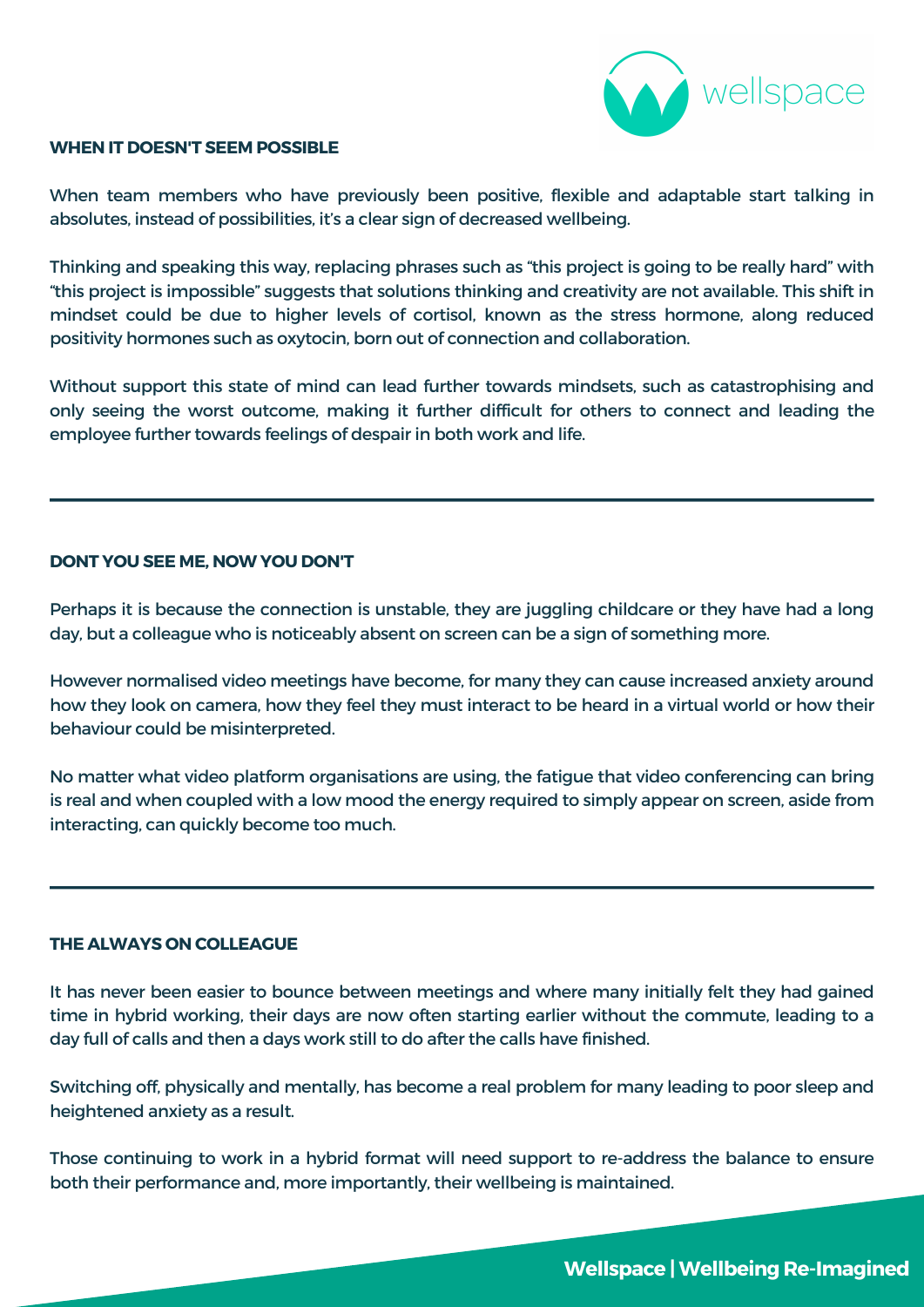## WHEN IT DOESN'T SEEM POSSIBLE

When team members who have previously been positive, flexible and adaptable start talking in absolutes, instead of possibilities, it's a clear sign of decreased wellbeing.

Thinking and speaking this way, replacing phrases such as "this project is going to be really hard" with "this project is impossible" suggests that solutions thinking and creativity are not available. This shift in mindset could be due to higher levels of cortisol, known as the stress hormone, along reduced positivity hormones such as oxytocin, born out of connection and collaboration.

Without support this state of mind can lead further towards mindsets, such as catastrophising and only seeing the worst outcome, making it further difficult for others to connect and leading the employee further towards feelings of despair in both work and life.

---

## DONT YOU SEE ME, NOW YOU DON'T

Perhaps it is because the connection is unstable, they are juggling childcare or they have had a long day, but a colleague who is noticeably absent on screen can be a sign of something more.

However normalised video meetings have become, for many they can cause increased anxiety around how they look on camera, how they feel they must interact to be heard in a virtual world or how their behaviour could be misinterpreted.

No matter what video platform organisations are using, the fatigue that video conferencing can bring is real and when coupled with a low mood the energy required to simply appear on screen, aside from interacting, can quickly become too much.

---

## THE ALWAYS ON COLLEAGUE

It has never been easier to bounce between meetings and where many initially felt they had gained time in hybrid working, their days are now often starting earlier without the commute, leading to a day full of calls and then a days work still to do after the calls have finished.

Switching off, physically and mentally, has become a real problem for many leading to poor sleep and heightened anxiety as a result.

Those continuing to work in a hybrid format will need support to re-address the balance to ensure both their performance and, more importantly, their wellbeing is maintained.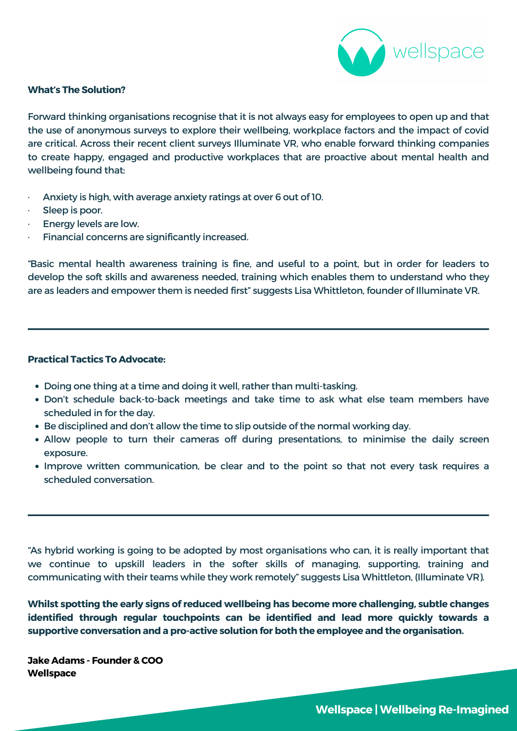**What's The Solution?**

Forward thinking organisations recognise that it is not always easy for employees to open up and that the use of anonymous surveys to explore their wellbeing, workplace factors and the impact of covid are critical. Across their recent client surveys Illuminate VR, who enable forward thinking companies to create happy, engaged and productive workplaces that are proactive about mental health and wellbeing found that:

- Anxiety is high, with average anxiety ratings at over 6 out of 10.
- Sleep is poor.
- Energy levels are low.
- Financial concerns are significantly increased.

"Basic mental health awareness training is fine, and useful to a point, but in order for leaders to develop the soft skills and awareness needed, training which enables them to understand who they are as leaders and empower them is needed first" suggests Lisa Whittleton, founder of Illuminate VR.

---

**Practical Tactics To Advocate:**

- Doing one thing at a time and doing it well, rather than multi-tasking.
- Don't schedule back-to-back meetings and take time to ask what else team members have scheduled in for the day.
- Be disciplined and don't allow the time to slip outside of the normal working day.
- Allow people to turn their cameras off during presentations, to minimise the daily screen exposure.
- Improve written communication, be clear and to the point so that not every task requires a scheduled conversation.

---

"As hybrid working is going to be adopted by most organisations who can, it is really important that we continue to upskill leaders in the softer skills of managing, supporting, training and communicating with their teams while they work remotely" suggests Lisa Whittleton, (Illuminate VR).

**Whilst spotting the early signs of reduced wellbeing has become more challenging, subtle changes identified through regular touchpoints can be identified and lead more quickly towards a supportive conversation and a pro-active solution for both the employee and the organisation.**

**Jake Adams - Founder & COO**
**Wellspace**